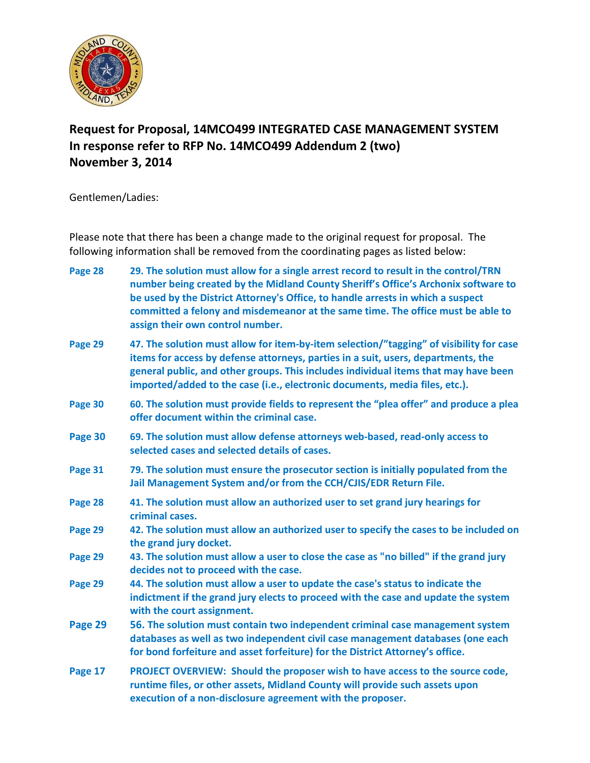## Request for Proposal, 14MCO499 INTEGRATED CASE MANAGEMENT SYSTEM
## In response refer to RFP No. 14MCO499 Addendum 2 (two)
## November 3, 2014

Gentlemen/Ladies:

Please note that there has been a change made to the original request for proposal. The following information shall be removed from the coordinating pages as listed below:

| | |
|---|---|
| **Page 28** | **29. The solution must allow for a single arrest record to result in the control/TRN number being created by the Midland County Sheriff's Office's Archonix software to be used by the District Attorney's Office, to handle arrests in which a suspect committed a felony and misdemeanor at the same time. The office must be able to assign their own control number.** |
| **Page 29** | **47. The solution must allow for item-by-item selection/"tagging" of visibility for case items for access by defense attorneys, parties in a suit, users, departments, the general public, and other groups. This includes individual items that may have been imported/added to the case (i.e., electronic documents, media files, etc.).** |
| **Page 30** | **60. The solution must provide fields to represent the "plea offer" and produce a plea offer document within the criminal case.** |
| **Page 30** | **69. The solution must allow defense attorneys web-based, read-only access to selected cases and selected details of cases.** |
| **Page 31** | **79. The solution must ensure the prosecutor section is initially populated from the Jail Management System and/or from the CCH/CJIS/EDR Return File.** |
| **Page 28** | **41. The solution must allow an authorized user to set grand jury hearings for criminal cases.** |
| **Page 29** | **42. The solution must allow an authorized user to specify the cases to be included on the grand jury docket.** |
| **Page 29** | **43. The solution must allow a user to close the case as "no billed" if the grand jury decides not to proceed with the case.** |
| **Page 29** | **44. The solution must allow a user to update the case's status to indicate the indictment if the grand jury elects to proceed with the case and update the system with the court assignment.** |
| **Page 29** | **56. The solution must contain two independent criminal case management system databases as well as two independent civil case management databases (one each for bond forfeiture and asset forfeiture) for the District Attorney's office.** |
| **Page 17** | **PROJECT OVERVIEW: Should the proposer wish to have access to the source code, runtime files, or other assets, Midland County will provide such assets upon execution of a non-disclosure agreement with the proposer.** |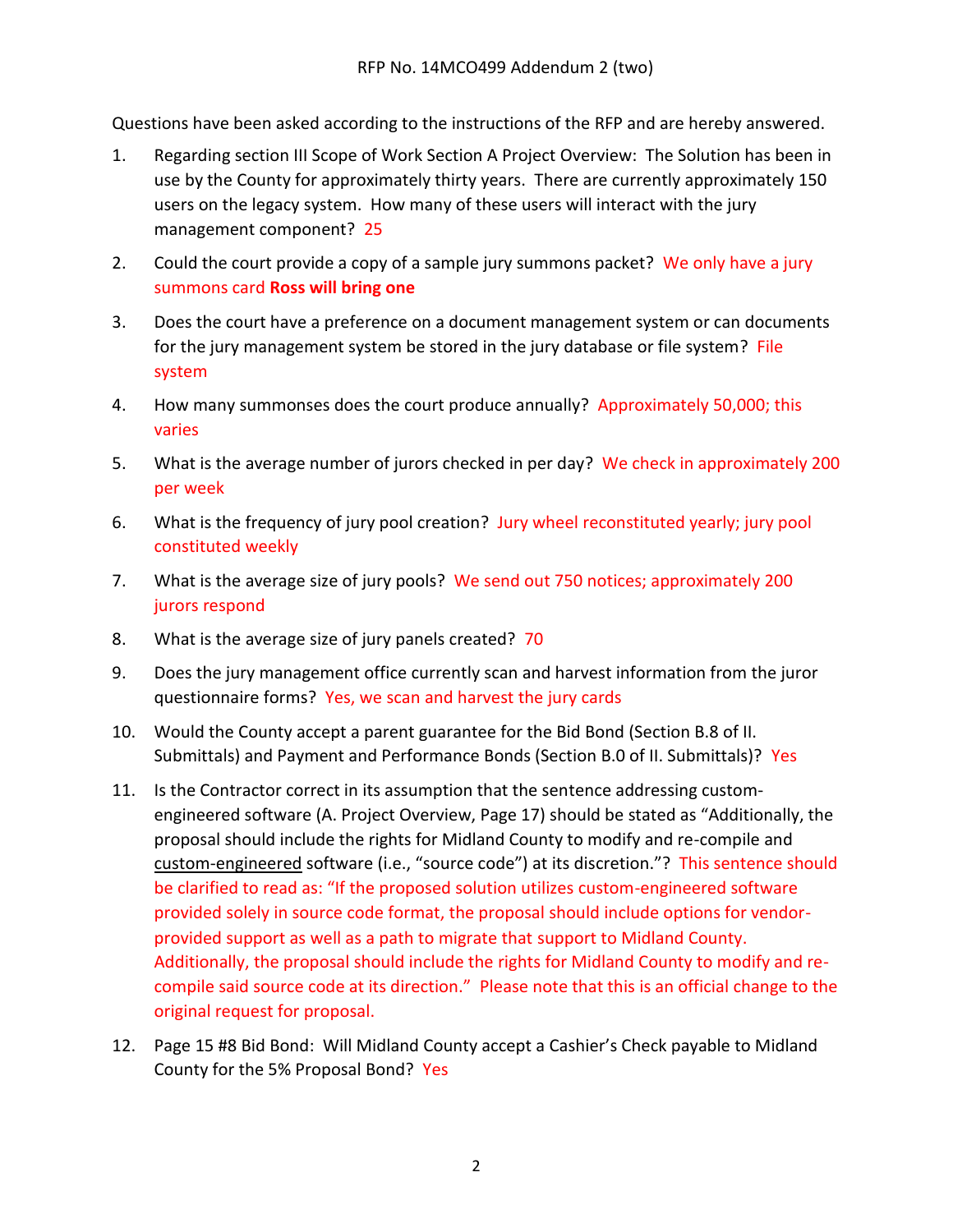RFP No. 14MCO499 Addendum 2 (two)

Questions have been asked according to the instructions of the RFP and are hereby answered.

1. Regarding section III Scope of Work Section A Project Overview: The Solution has been in use by the County for approximately thirty years. There are currently approximately 150 users on the legacy system. How many of these users will interact with the jury management component? 25

2. Could the court provide a copy of a sample jury summons packet? We only have a jury summons card **Ross will bring one**

3. Does the court have a preference on a document management system or can documents for the jury management system be stored in the jury database or file system? File system

4. How many summonses does the court produce annually? Approximately 50,000; this varies

5. What is the average number of jurors checked in per day? We check in approximately 200 per week

6. What is the frequency of jury pool creation? Jury wheel reconstituted yearly; jury pool constituted weekly

7. What is the average size of jury pools? We send out 750 notices; approximately 200 jurors respond

8. What is the average size of jury panels created? 70

9. Does the jury management office currently scan and harvest information from the juror questionnaire forms? Yes, we scan and harvest the jury cards

10. Would the County accept a parent guarantee for the Bid Bond (Section B.8 of II. Submittals) and Payment and Performance Bonds (Section B.0 of II. Submittals)? Yes

11. Is the Contractor correct in its assumption that the sentence addressing custom-engineered software (A. Project Overview, Page 17) should be stated as "Additionally, the proposal should include the rights for Midland County to modify and re-compile and <u>custom-engineered</u> software (i.e., "source code") at its discretion."? This sentence should be clarified to read as: "If the proposed solution utilizes custom-engineered software provided solely in source code format, the proposal should include options for vendor-provided support as well as a path to migrate that support to Midland County. Additionally, the proposal should include the rights for Midland County to modify and re-compile said source code at its direction." Please note that this is an official change to the original request for proposal.

12. Page 15 #8 Bid Bond: Will Midland County accept a Cashier's Check payable to Midland County for the 5% Proposal Bond? Yes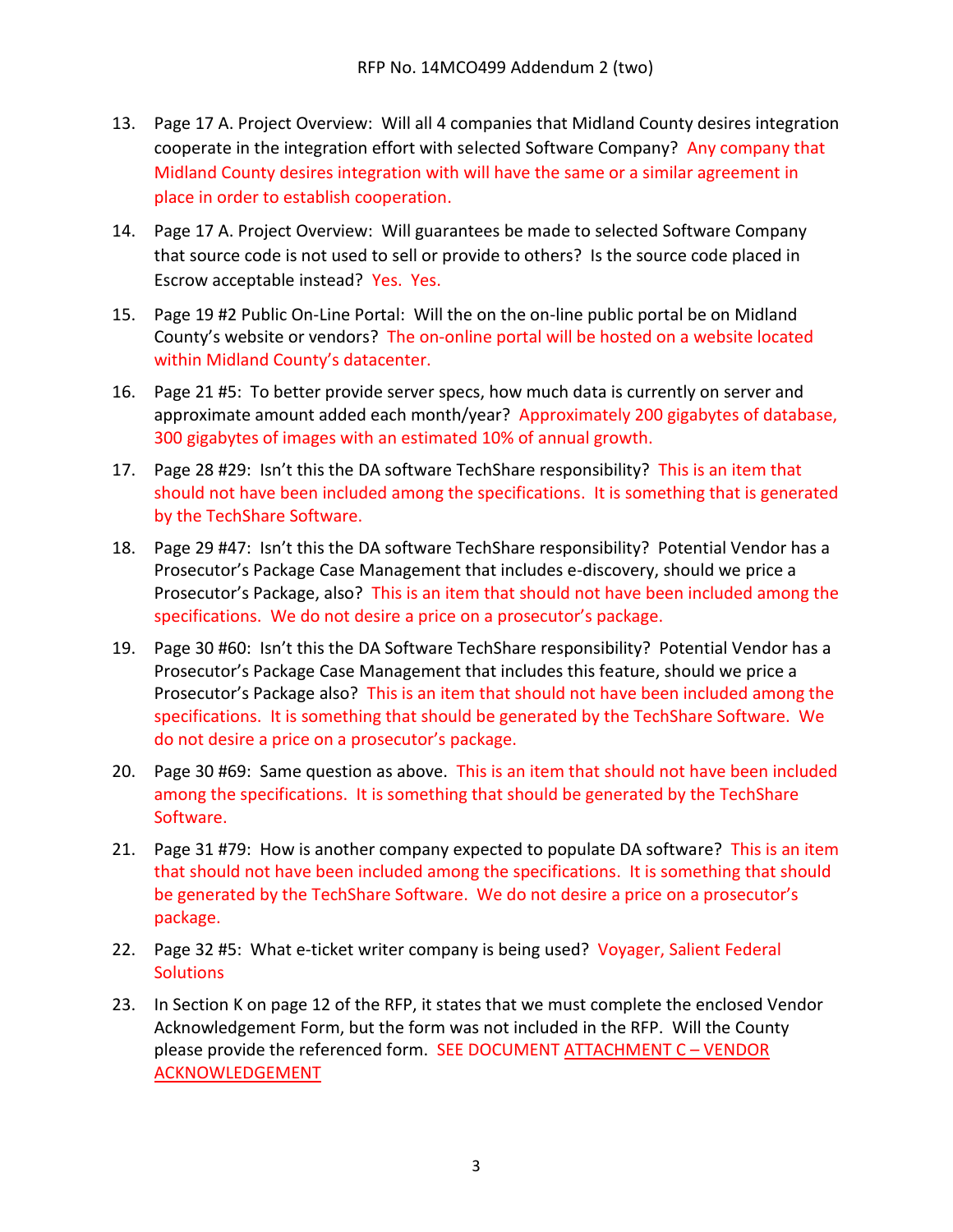13. Page 17 A. Project Overview: Will all 4 companies that Midland County desires integration cooperate in the integration effort with selected Software Company? Any company that Midland County desires integration with will have the same or a similar agreement in place in order to establish cooperation.

14. Page 17 A. Project Overview: Will guarantees be made to selected Software Company that source code is not used to sell or provide to others? Is the source code placed in Escrow acceptable instead? Yes. Yes.

15. Page 19 #2 Public On-Line Portal: Will the on the on-line public portal be on Midland County's website or vendors? The on-online portal will be hosted on a website located within Midland County's datacenter.

16. Page 21 #5: To better provide server specs, how much data is currently on server and approximate amount added each month/year? Approximately 200 gigabytes of database, 300 gigabytes of images with an estimated 10% of annual growth.

17. Page 28 #29: Isn't this the DA software TechShare responsibility? This is an item that should not have been included among the specifications. It is something that is generated by the TechShare Software.

18. Page 29 #47: Isn't this the DA software TechShare responsibility? Potential Vendor has a Prosecutor's Package Case Management that includes e-discovery, should we price a Prosecutor's Package, also? This is an item that should not have been included among the specifications. We do not desire a price on a prosecutor's package.

19. Page 30 #60: Isn't this the DA Software TechShare responsibility? Potential Vendor has a Prosecutor's Package Case Management that includes this feature, should we price a Prosecutor's Package also? This is an item that should not have been included among the specifications. It is something that should be generated by the TechShare Software. We do not desire a price on a prosecutor's package.

20. Page 30 #69: Same question as above. This is an item that should not have been included among the specifications. It is something that should be generated by the TechShare Software.

21. Page 31 #79: How is another company expected to populate DA software? This is an item that should not have been included among the specifications. It is something that should be generated by the TechShare Software. We do not desire a price on a prosecutor's package.

22. Page 32 #5: What e-ticket writer company is being used? Voyager, Salient Federal Solutions

23. In Section K on page 12 of the RFP, it states that we must complete the enclosed Vendor Acknowledgement Form, but the form was not included in the RFP. Will the County please provide the referenced form. SEE DOCUMENT ATTACHMENT C – VENDOR ACKNOWLEDGEMENT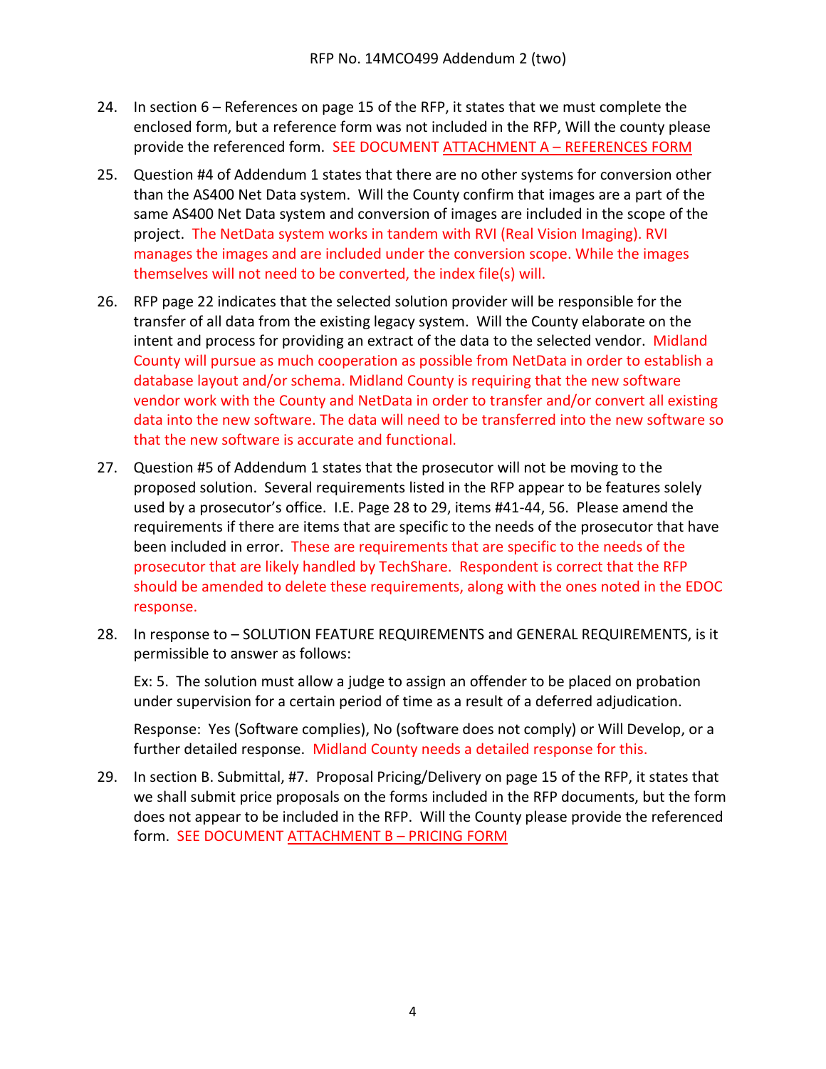24. In section 6 – References on page 15 of the RFP, it states that we must complete the enclosed form, but a reference form was not included in the RFP, Will the county please provide the referenced form. SEE DOCUMENT ATTACHMENT A – REFERENCES FORM

25. Question #4 of Addendum 1 states that there are no other systems for conversion other than the AS400 Net Data system. Will the County confirm that images are a part of the same AS400 Net Data system and conversion of images are included in the scope of the project. The NetData system works in tandem with RVI (Real Vision Imaging). RVI manages the images and are included under the conversion scope. While the images themselves will not need to be converted, the index file(s) will.

26. RFP page 22 indicates that the selected solution provider will be responsible for the transfer of all data from the existing legacy system. Will the County elaborate on the intent and process for providing an extract of the data to the selected vendor. Midland County will pursue as much cooperation as possible from NetData in order to establish a database layout and/or schema. Midland County is requiring that the new software vendor work with the County and NetData in order to transfer and/or convert all existing data into the new software. The data will need to be transferred into the new software so that the new software is accurate and functional.

27. Question #5 of Addendum 1 states that the prosecutor will not be moving to the proposed solution. Several requirements listed in the RFP appear to be features solely used by a prosecutor's office. I.E. Page 28 to 29, items #41-44, 56. Please amend the requirements if there are items that are specific to the needs of the prosecutor that have been included in error. These are requirements that are specific to the needs of the prosecutor that are likely handled by TechShare. Respondent is correct that the RFP should be amended to delete these requirements, along with the ones noted in the EDOC response.

28. In response to – SOLUTION FEATURE REQUIREMENTS and GENERAL REQUIREMENTS, is it permissible to answer as follows:

    Ex: 5. The solution must allow a judge to assign an offender to be placed on probation under supervision for a certain period of time as a result of a deferred adjudication.

    Response: Yes (Software complies), No (software does not comply) or Will Develop, or a further detailed response. Midland County needs a detailed response for this.

29. In section B. Submittal, #7. Proposal Pricing/Delivery on page 15 of the RFP, it states that we shall submit price proposals on the forms included in the RFP documents, but the form does not appear to be included in the RFP. Will the County please provide the referenced form. SEE DOCUMENT ATTACHMENT B – PRICING FORM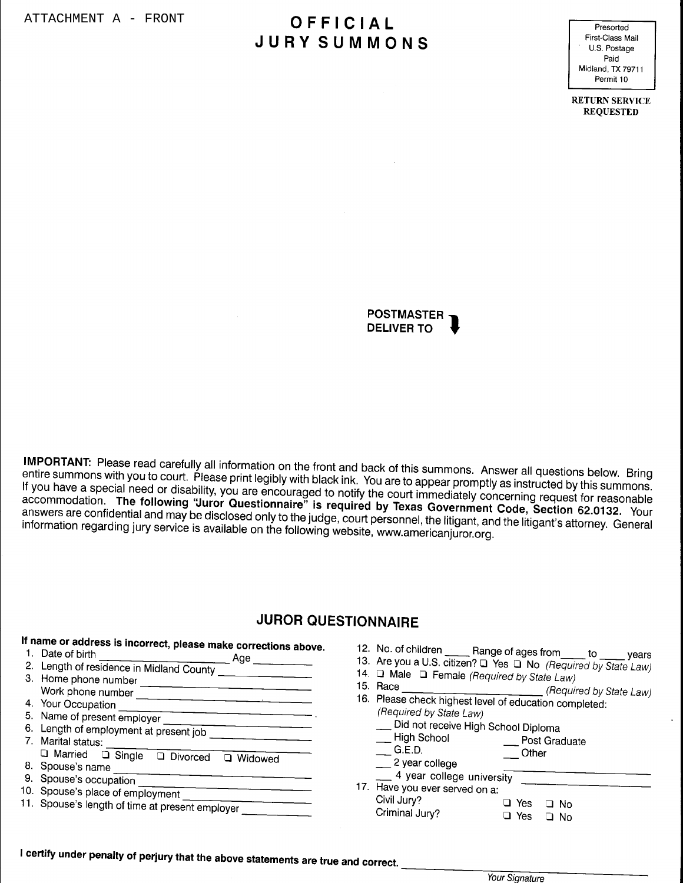ATTACHMENT A - FRONT

# OFFICIAL JURY SUMMONS

Presorted
First-Class Mail
U.S. Postage
Paid
Midland, TX 79711
Permit 10

**RETURN SERVICE REQUESTED**

**POSTMASTER DELIVER TO**

**IMPORTANT:** Please read carefully all information on the front and back of this summons. Answer all questions below. Bring entire summons with you to court. Please print legibly with black ink. You are to appear promptly as instructed by this summons. If you have a special need or disability, you are encouraged to notify the court immediately concerning request for reasonable accommodation. **The following "Juror Questionnaire" is required by Texas Government Code, Section 62.0132.** Your answers are confidential and may be disclosed only to the judge, court personnel, the litigant, and the litigant's attorney. General information regarding jury service is available on the following website, www.americanjuror.org.

## JUROR QUESTIONNAIRE

**If name or address is incorrect, please make corrections above.**

1. Date of birth ____________________ Age __________
2. Length of residence in Midland County ______________
3. Home phone number ______________________
   Work phone number ______________________
4. Your Occupation ______________________
5. Name of present employer ______________________
6. Length of employment at present job ______________
7. Marital status: ______________________
   ❑ Married ❑ Single ❑ Divorced ❑ Widowed
8. Spouse's name ______________________
9. Spouse's occupation ______________________
10. Spouse's place of employment ______________________
11. Spouse's length of time at present employer __________
12. No. of children _____ Range of ages from_____ to _____ years
13. Are you a U.S. citizen? ❑ Yes ❑ No *(Required by State Law)*
14. ❑ Male ❑ Female *(Required by State Law)*
15. Race ______________________ *(Required by State Law)*
16. Please check highest level of education completed: *(Required by State Law)*
    - ___ Did not receive High School Diploma
    - ___ High School
    - ___ G.E.D.
    - ___ 2 year college
    - ___ 4 year college university
    - ___ Post Graduate
    - ___ Other ______________________
17. Have you ever served on a:
    Civil Jury? ❑ Yes ❑ No
    Criminal Jury? ❑ Yes ❑ No

**I certify under penalty of perjury that the above statements are true and correct.** ______________________

*Your Signature*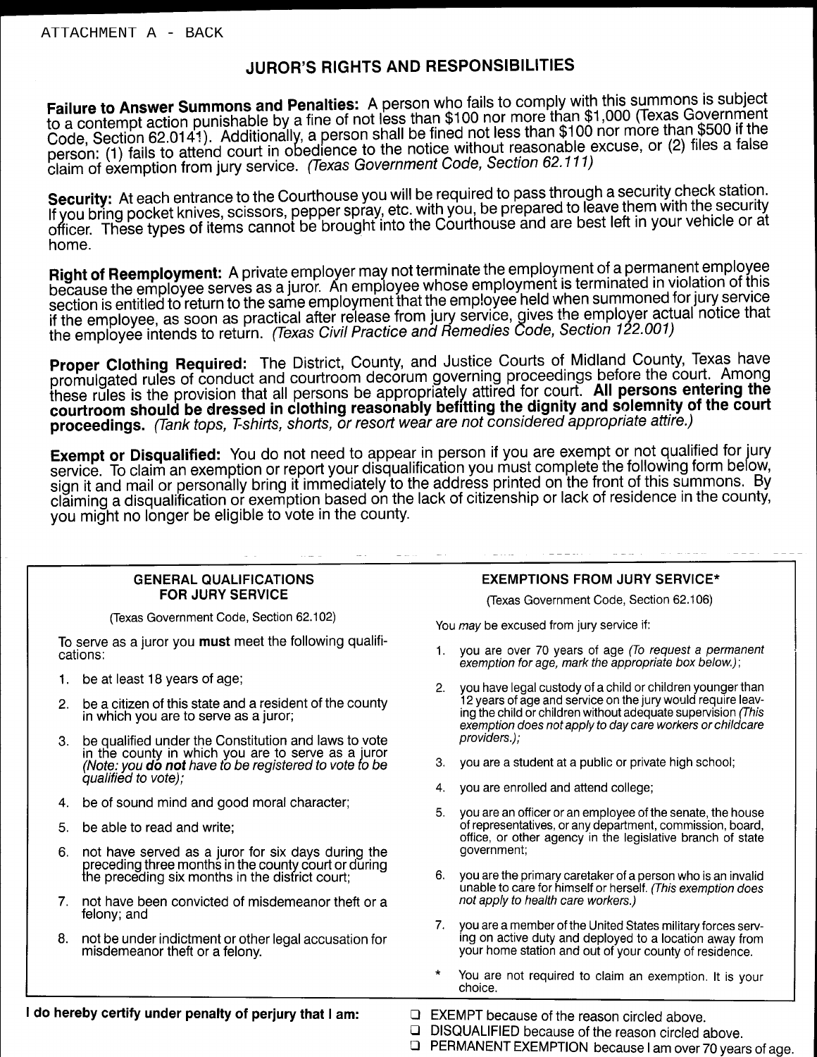ATTACHMENT A - BACK

# JUROR'S RIGHTS AND RESPONSIBILITIES

**Failure to Answer Summons and Penalties:** A person who fails to comply with this summons is subject to a contempt action punishable by a fine of not less than $100 nor more than $1,000 (Texas Government Code, Section 62.0141). Additionally, a person shall be fined not less than $100 nor more than $500 if the person: (1) fails to attend court in obedience to the notice without reasonable excuse, or (2) files a false claim of exemption from jury service. *(Texas Government Code, Section 62.111)*

**Security:** At each entrance to the Courthouse you will be required to pass through a security check station. If you bring pocket knives, scissors, pepper spray, etc. with you, be prepared to leave them with the security officer. These types of items cannot be brought into the Courthouse and are best left in your vehicle or at home.

**Right of Reemployment:** A private employer may not terminate the employment of a permanent employee because the employee serves as a juror. An employee whose employment is terminated in violation of this section is entitled to return to the same employment that the employee held when summoned for jury service if the employee, as soon as practical after release from jury service, gives the employer actual notice that the employee intends to return. *(Texas Civil Practice and Remedies Code, Section 122.001)*

**Proper Clothing Required:** The District, County, and Justice Courts of Midland County, Texas have promulgated rules of conduct and courtroom decorum governing proceedings before the court. Among these rules is the provision that all persons be appropriately attired for court. **All persons entering the courtroom should be dressed in clothing reasonably befitting the dignity and solemnity of the court proceedings.** *(Tank tops, T-shirts, shorts, or resort wear are not considered appropriate attire.)*

**Exempt or Disqualified:** You do not need to appear in person if you are exempt or not qualified for jury service. To claim an exemption or report your disqualification you must complete the following form below, sign it and mail or personally bring it immediately to the address printed on the front of this summons. By claiming a disqualification or exemption based on the lack of citizenship or lack of residence in the county, you might no longer be eligible to vote in the county.

## GENERAL QUALIFICATIONS FOR JURY SERVICE

(Texas Government Code, Section 62.102)

To serve as a juror you **must** meet the following qualifications:

1. be at least 18 years of age;
2. be a citizen of this state and a resident of the county in which you are to serve as a juror;
3. be qualified under the Constitution and laws to vote in the county in which you are to serve as a juror *(Note: you **do not** have to be registered to vote to be qualified to vote)*;
4. be of sound mind and good moral character;
5. be able to read and write;
6. not have served as a juror for six days during the preceding three months in the county court or during the preceding six months in the district court;
7. not have been convicted of misdemeanor theft or a felony; and
8. not be under indictment or other legal accusation for misdemeanor theft or a felony.

## EXEMPTIONS FROM JURY SERVICE*

(Texas Government Code, Section 62.106)

You *may* be excused from jury service if:

1. you are over 70 years of age *(To request a permanent exemption for age, mark the appropriate box below.)*;
2. you have legal custody of a child or children younger than 12 years of age and service on the jury would require leaving the child or children without adequate supervision *(This exemption does not apply to day care workers or childcare providers.)*;
3. you are a student at a public or private high school;
4. you are enrolled and attend college;
5. you are an officer or an employee of the senate, the house of representatives, or any department, commission, board, office, or other agency in the legislative branch of state government;
6. you are the primary caretaker of a person who is an invalid unable to care for himself or herself. *(This exemption does not apply to health care workers.)*
7. you are a member of the United States military forces serving on active duty and deployed to a location away from your home station and out of your county of residence.

\* You are not required to claim an exemption. It is your choice.

**I do hereby certify under penalty of perjury that I am:**

- ☐ EXEMPT because of the reason circled above.
- ☐ DISQUALIFIED because of the reason circled above.
- ☐ PERMANENT EXEMPTION because I am over 70 years of age.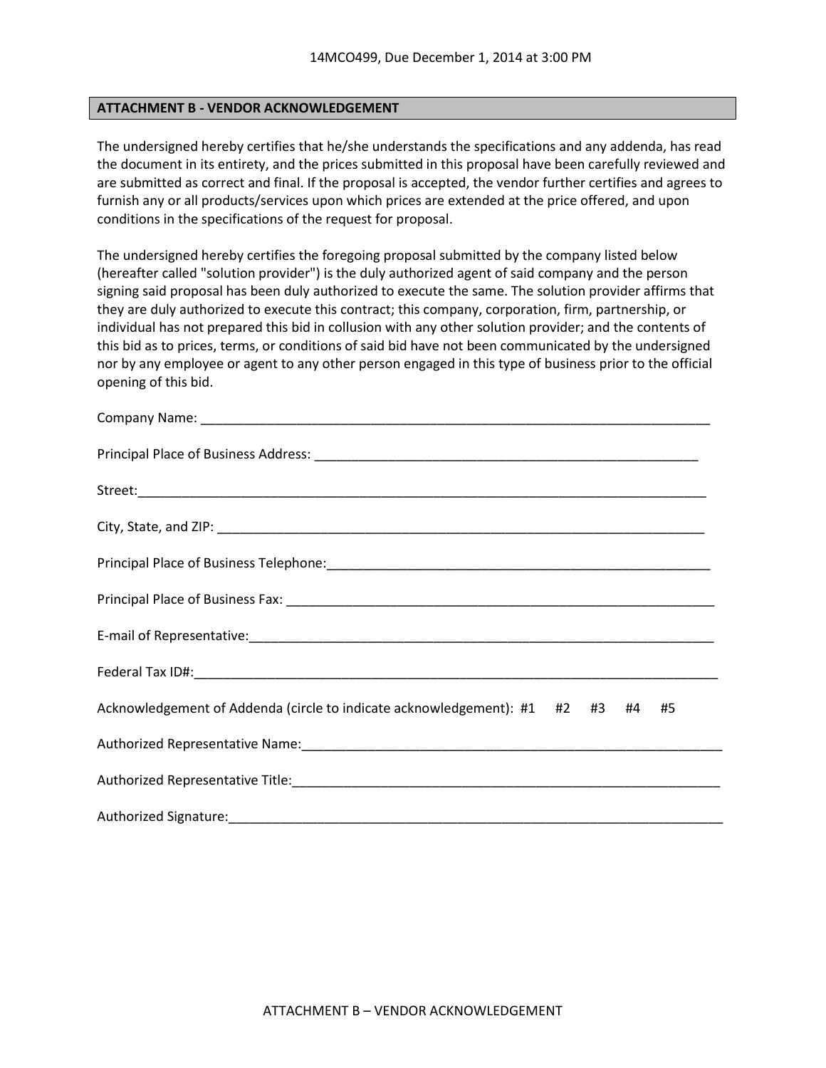## ATTACHMENT B - VENDOR ACKNOWLEDGEMENT

The undersigned hereby certifies that he/she understands the specifications and any addenda, has read the document in its entirety, and the prices submitted in this proposal have been carefully reviewed and are submitted as correct and final. If the proposal is accepted, the vendor further certifies and agrees to furnish any or all products/services upon which prices are extended at the price offered, and upon conditions in the specifications of the request for proposal.

The undersigned hereby certifies the foregoing proposal submitted by the company listed below (hereafter called "solution provider") is the duly authorized agent of said company and the person signing said proposal has been duly authorized to execute the same. The solution provider affirms that they are duly authorized to execute this contract; this company, corporation, firm, partnership, or individual has not prepared this bid in collusion with any other solution provider; and the contents of this bid as to prices, terms, or conditions of said bid have not been communicated by the undersigned nor by any employee or agent to any other person engaged in this type of business prior to the official opening of this bid.

Company Name: ___________________________________________________________________________

Principal Place of Business Address: _______________________________________________________

Street:___________________________________________________________________________________

City, State, and ZIP: ______________________________________________________________________

Principal Place of Business Telephone:_______________________________________________________

Principal Place of Business Fax: ____________________________________________________________

E-mail of Representative:__________________________________________________________________

Federal Tax ID#:___________________________________________________________________________

Acknowledgement of Addenda (circle to indicate acknowledgement): #1 #2 #3 #4 #5

Authorized Representative Name:___________________________________________________________

Authorized Representative Title:____________________________________________________________

Authorized Signature:_____________________________________________________________________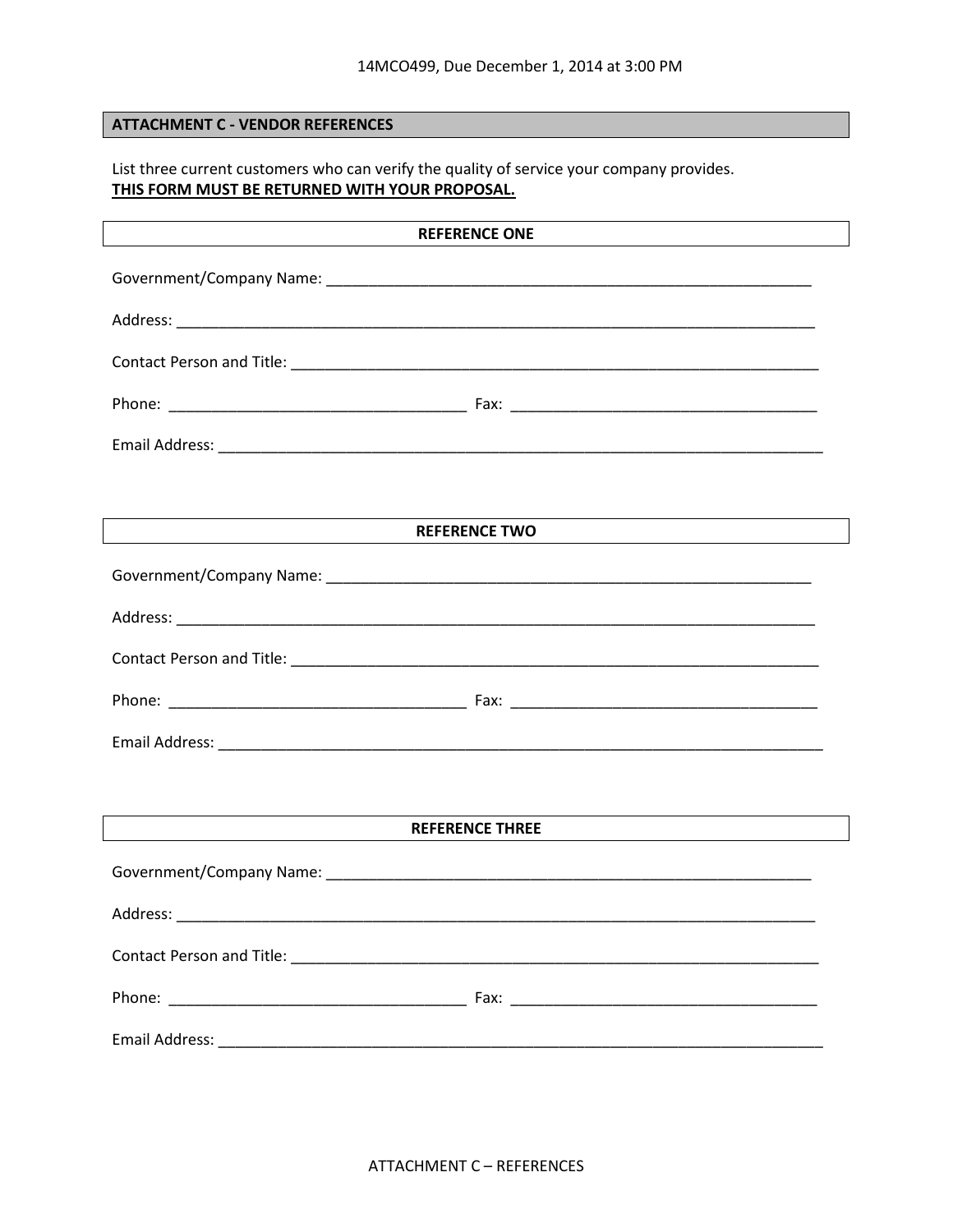## ATTACHMENT C - VENDOR REFERENCES

List three current customers who can verify the quality of service your company provides.
**THIS FORM MUST BE RETURNED WITH YOUR PROPOSAL.**

### REFERENCE ONE

Government/Company Name: ____________________________________________________________

Address: ______________________________________________________________________________

Contact Person and Title: ______________________________________________________________

Phone: ____________________________________ Fax: _____________________________________

Email Address: ________________________________________________________________________

### REFERENCE TWO

Government/Company Name: ____________________________________________________________

Address: ______________________________________________________________________________

Contact Person and Title: ______________________________________________________________

Phone: ____________________________________ Fax: _____________________________________

Email Address: ________________________________________________________________________

### REFERENCE THREE

Government/Company Name: ____________________________________________________________

Address: ______________________________________________________________________________

Contact Person and Title: ______________________________________________________________

Phone: ____________________________________ Fax: _____________________________________

Email Address: ________________________________________________________________________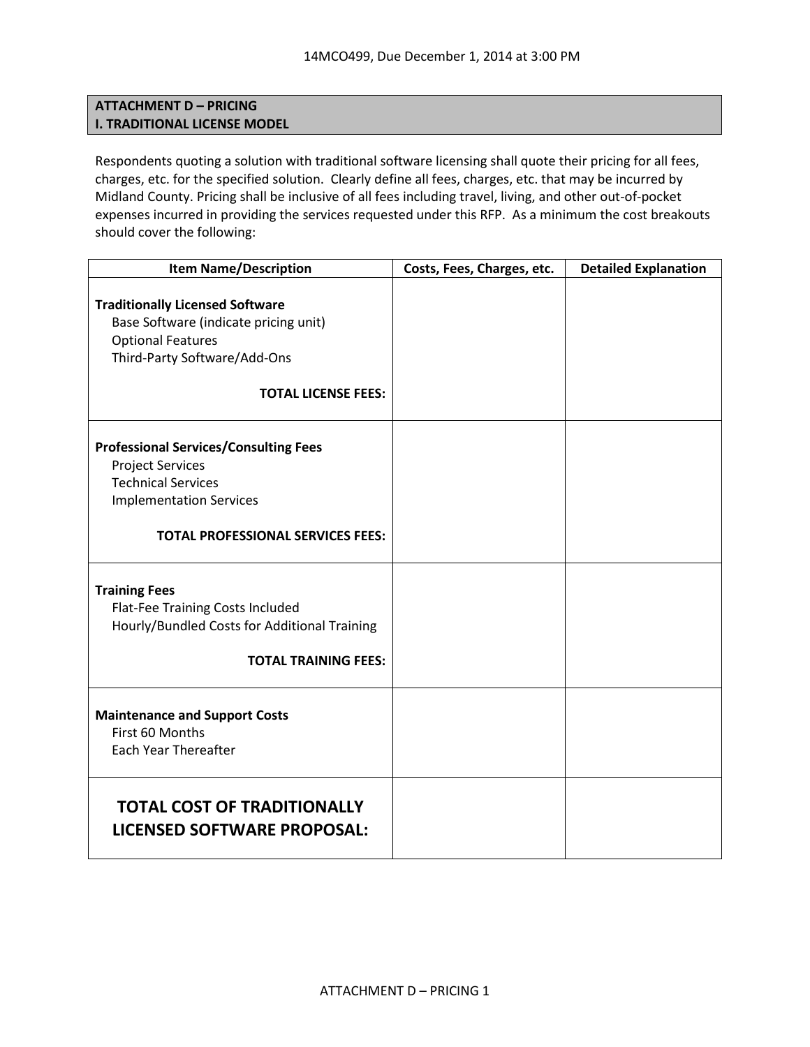## ATTACHMENT D – PRICING
### I. TRADITIONAL LICENSE MODEL

Respondents quoting a solution with traditional software licensing shall quote their pricing for all fees, charges, etc. for the specified solution. Clearly define all fees, charges, etc. that may be incurred by Midland County. Pricing shall be inclusive of all fees including travel, living, and other out-of-pocket expenses incurred in providing the services requested under this RFP. As a minimum the cost breakouts should cover the following:

| Item Name/Description | Costs, Fees, Charges, etc. | Detailed Explanation |
|---|---|---|
| **Traditionally Licensed Software**<br>Base Software (indicate pricing unit)<br>Optional Features<br>Third-Party Software/Add-Ons<br>**TOTAL LICENSE FEES:** | | |
| **Professional Services/Consulting Fees**<br>Project Services<br>Technical Services<br>Implementation Services<br>**TOTAL PROFESSIONAL SERVICES FEES:** | | |
| **Training Fees**<br>Flat-Fee Training Costs Included<br>Hourly/Bundled Costs for Additional Training<br>**TOTAL TRAINING FEES:** | | |
| **Maintenance and Support Costs**<br>First 60 Months<br>Each Year Thereafter | | |
| **TOTAL COST OF TRADITIONALLY LICENSED SOFTWARE PROPOSAL:** | | |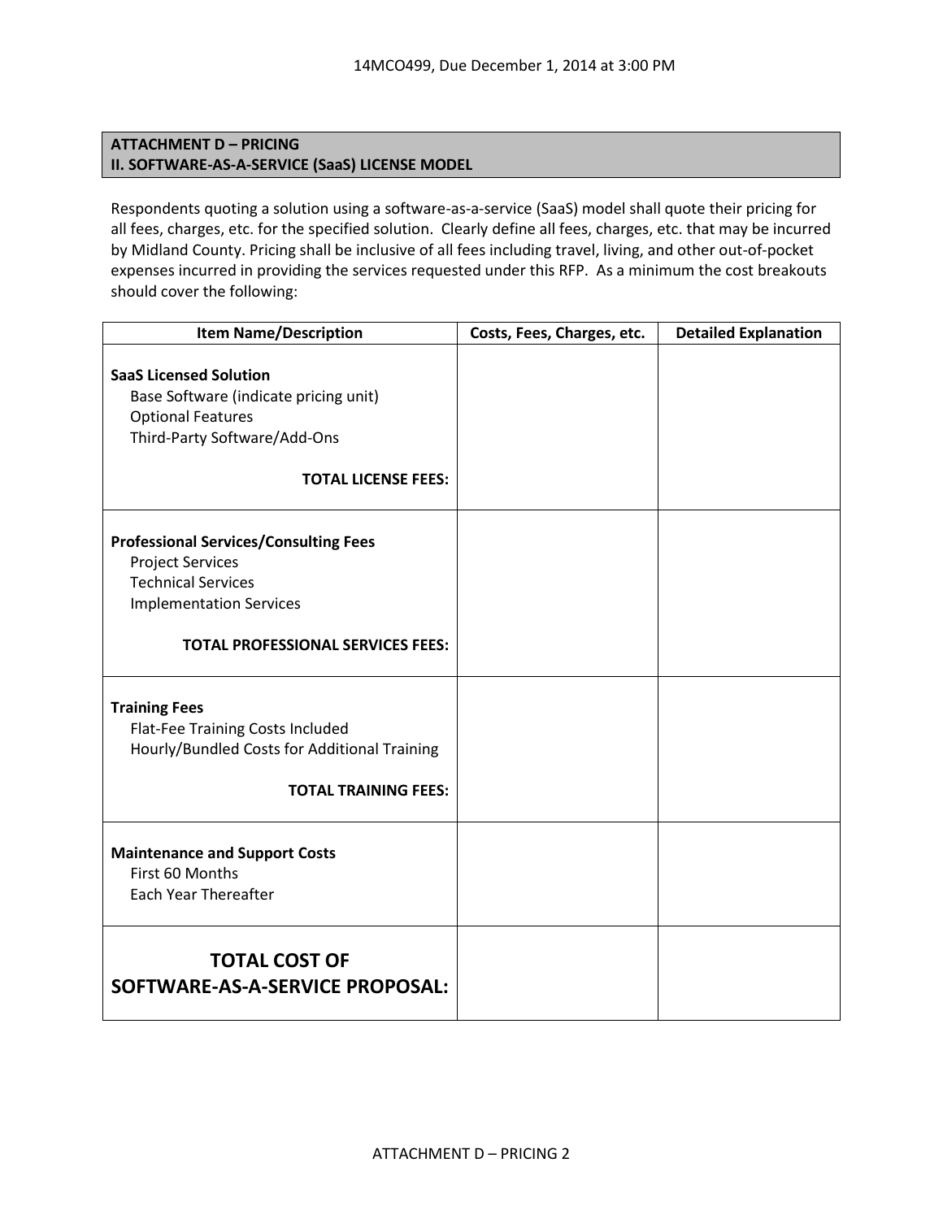## ATTACHMENT D – PRICING

## II. SOFTWARE-AS-A-SERVICE (SaaS) LICENSE MODEL

Respondents quoting a solution using a software-as-a-service (SaaS) model shall quote their pricing for all fees, charges, etc. for the specified solution. Clearly define all fees, charges, etc. that may be incurred by Midland County. Pricing shall be inclusive of all fees including travel, living, and other out-of-pocket expenses incurred in providing the services requested under this RFP. As a minimum the cost breakouts should cover the following:

| Item Name/Description | Costs, Fees, Charges, etc. | Detailed Explanation |
|---|---|---|
| **SaaS Licensed Solution**<br>Base Software (indicate pricing unit)<br>Optional Features<br>Third-Party Software/Add-Ons<br>**TOTAL LICENSE FEES:** | | |
| **Professional Services/Consulting Fees**<br>Project Services<br>Technical Services<br>Implementation Services<br>**TOTAL PROFESSIONAL SERVICES FEES:** | | |
| **Training Fees**<br>Flat-Fee Training Costs Included<br>Hourly/Bundled Costs for Additional Training<br>**TOTAL TRAINING FEES:** | | |
| **Maintenance and Support Costs**<br>First 60 Months<br>Each Year Thereafter | | |
| **TOTAL COST OF SOFTWARE-AS-A-SERVICE PROPOSAL:** | | |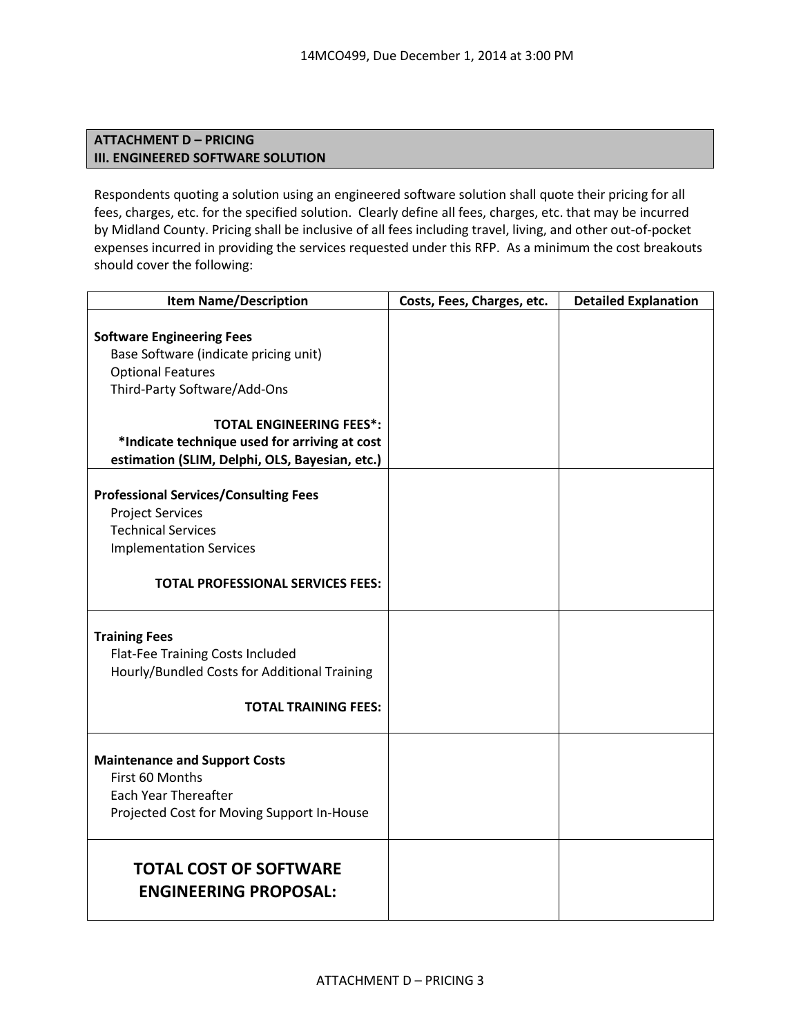**ATTACHMENT D – PRICING**
**III. ENGINEERED SOFTWARE SOLUTION**

Respondents quoting a solution using an engineered software solution shall quote their pricing for all fees, charges, etc. for the specified solution. Clearly define all fees, charges, etc. that may be incurred by Midland County. Pricing shall be inclusive of all fees including travel, living, and other out-of-pocket expenses incurred in providing the services requested under this RFP. As a minimum the cost breakouts should cover the following:

| Item Name/Description | Costs, Fees, Charges, etc. | Detailed Explanation |
|---|---|---|
| **Software Engineering Fees**<br>Base Software (indicate pricing unit)<br>Optional Features<br>Third-Party Software/Add-Ons<br><br>**TOTAL ENGINEERING FEES*:**<br>***Indicate technique used for arriving at cost estimation (SLIM, Delphi, OLS, Bayesian, etc.)** | | |
| **Professional Services/Consulting Fees**<br>Project Services<br>Technical Services<br>Implementation Services<br><br>**TOTAL PROFESSIONAL SERVICES FEES:** | | |
| **Training Fees**<br>Flat-Fee Training Costs Included<br>Hourly/Bundled Costs for Additional Training<br><br>**TOTAL TRAINING FEES:** | | |
| **Maintenance and Support Costs**<br>First 60 Months<br>Each Year Thereafter<br>Projected Cost for Moving Support In-House | | |
| **TOTAL COST OF SOFTWARE ENGINEERING PROPOSAL:** | | |